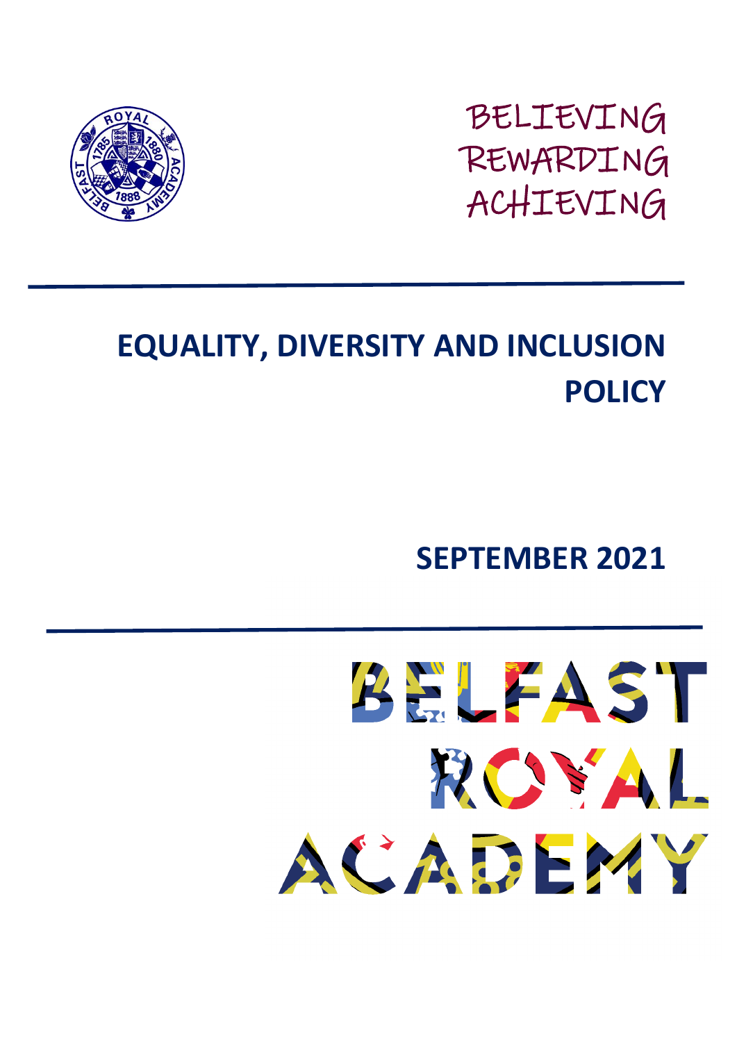BELIEVING
REWARDING
ACHIEVING

# EQUALITY, DIVERSITY AND INCLUSION POLICY

## SEPTEMBER 2021

BELFAST ROYAL ACADEMY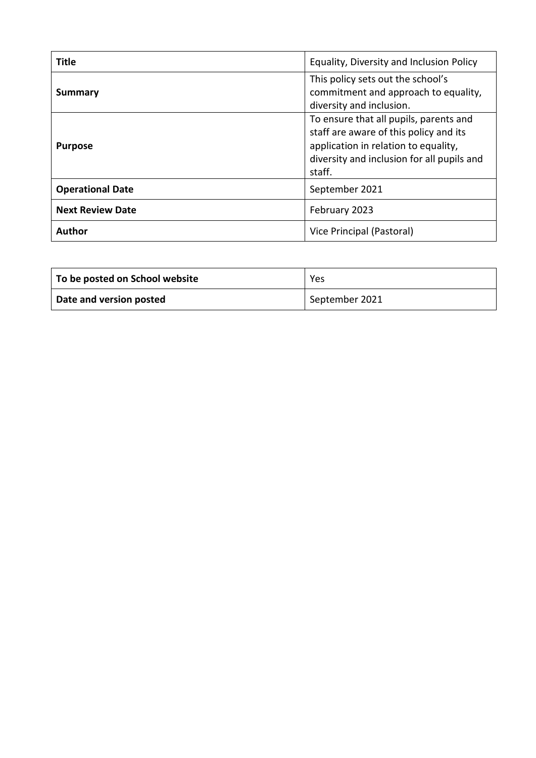| **Title** | Equality, Diversity and Inclusion Policy |
| --- | --- |
| **Summary** | This policy sets out the school's commitment and approach to equality, diversity and inclusion. |
| **Purpose** | To ensure that all pupils, parents and staff are aware of this policy and its application in relation to equality, diversity and inclusion for all pupils and staff. |
| **Operational Date** | September 2021 |
| **Next Review Date** | February 2023 |
| **Author** | Vice Principal (Pastoral) |

| **To be posted on School website** | Yes |
| --- | --- |
| **Date and version posted** | September 2021 |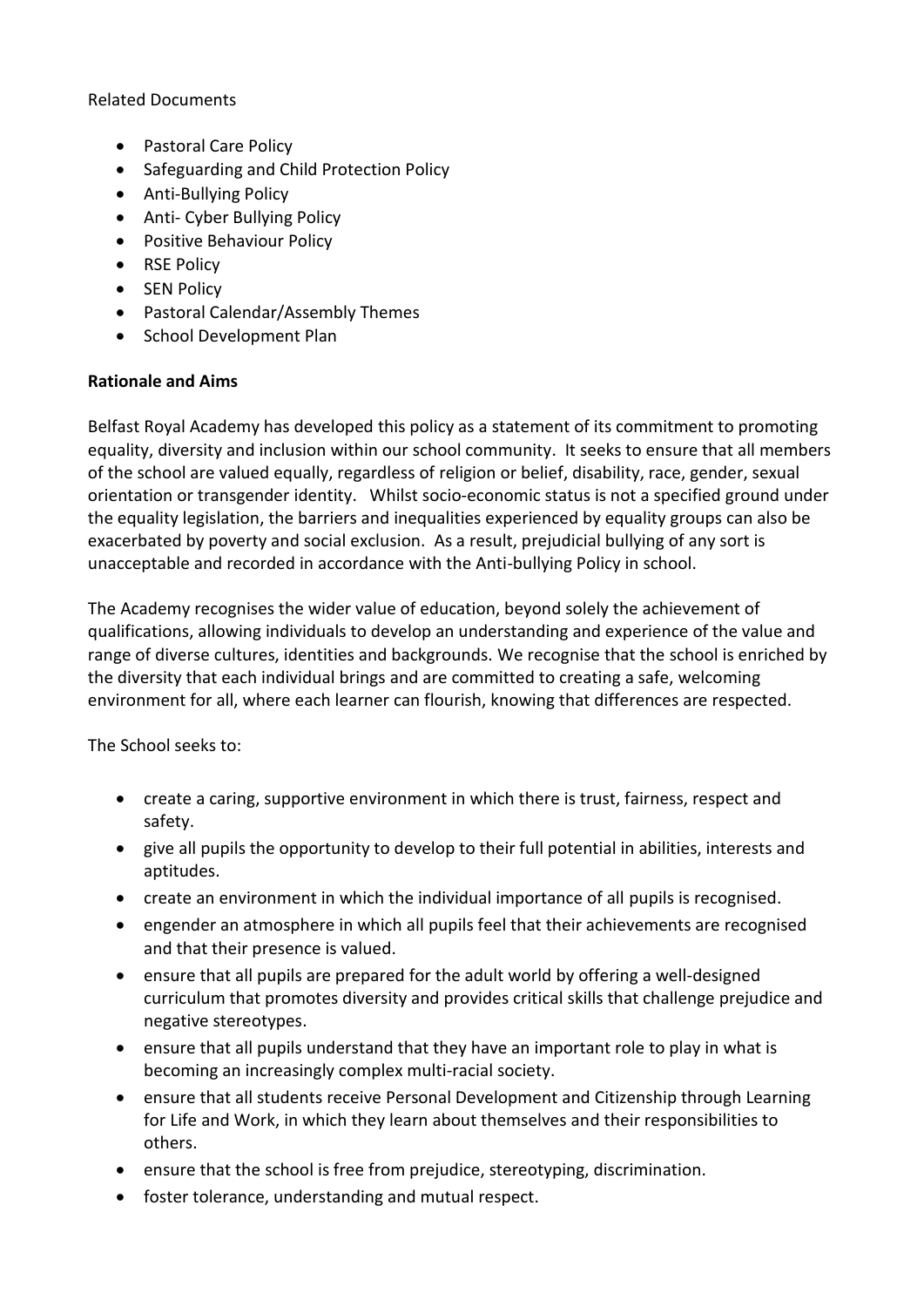Related Documents

- Pastoral Care Policy
- Safeguarding and Child Protection Policy
- Anti-Bullying Policy
- Anti- Cyber Bullying Policy
- Positive Behaviour Policy
- RSE Policy
- SEN Policy
- Pastoral Calendar/Assembly Themes
- School Development Plan

**Rationale and Aims**

Belfast Royal Academy has developed this policy as a statement of its commitment to promoting equality, diversity and inclusion within our school community. It seeks to ensure that all members of the school are valued equally, regardless of religion or belief, disability, race, gender, sexual orientation or transgender identity. Whilst socio-economic status is not a specified ground under the equality legislation, the barriers and inequalities experienced by equality groups can also be exacerbated by poverty and social exclusion. As a result, prejudicial bullying of any sort is unacceptable and recorded in accordance with the Anti-bullying Policy in school.

The Academy recognises the wider value of education, beyond solely the achievement of qualifications, allowing individuals to develop an understanding and experience of the value and range of diverse cultures, identities and backgrounds. We recognise that the school is enriched by the diversity that each individual brings and are committed to creating a safe, welcoming environment for all, where each learner can flourish, knowing that differences are respected.

The School seeks to:

- create a caring, supportive environment in which there is trust, fairness, respect and safety.
- give all pupils the opportunity to develop to their full potential in abilities, interests and aptitudes.
- create an environment in which the individual importance of all pupils is recognised.
- engender an atmosphere in which all pupils feel that their achievements are recognised and that their presence is valued.
- ensure that all pupils are prepared for the adult world by offering a well-designed curriculum that promotes diversity and provides critical skills that challenge prejudice and negative stereotypes.
- ensure that all pupils understand that they have an important role to play in what is becoming an increasingly complex multi-racial society.
- ensure that all students receive Personal Development and Citizenship through Learning for Life and Work, in which they learn about themselves and their responsibilities to others.
- ensure that the school is free from prejudice, stereotyping, discrimination.
- foster tolerance, understanding and mutual respect.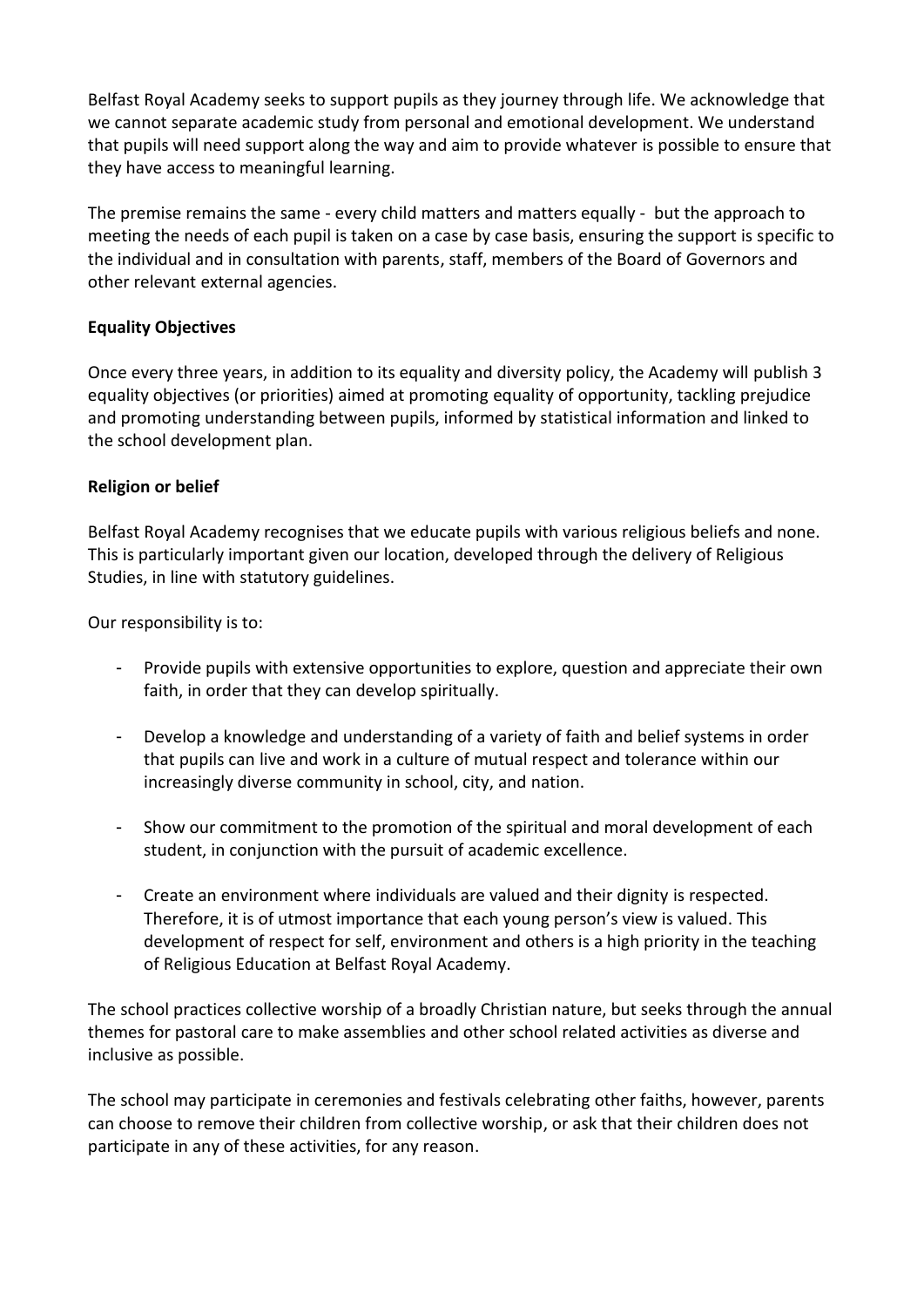Belfast Royal Academy seeks to support pupils as they journey through life. We acknowledge that we cannot separate academic study from personal and emotional development. We understand that pupils will need support along the way and aim to provide whatever is possible to ensure that they have access to meaningful learning.

The premise remains the same - every child matters and matters equally - but the approach to meeting the needs of each pupil is taken on a case by case basis, ensuring the support is specific to the individual and in consultation with parents, staff, members of the Board of Governors and other relevant external agencies.

**Equality Objectives**

Once every three years, in addition to its equality and diversity policy, the Academy will publish 3 equality objectives (or priorities) aimed at promoting equality of opportunity, tackling prejudice and promoting understanding between pupils, informed by statistical information and linked to the school development plan.

**Religion or belief**

Belfast Royal Academy recognises that we educate pupils with various religious beliefs and none. This is particularly important given our location, developed through the delivery of Religious Studies, in line with statutory guidelines.

Our responsibility is to:

- Provide pupils with extensive opportunities to explore, question and appreciate their own faith, in order that they can develop spiritually.
- Develop a knowledge and understanding of a variety of faith and belief systems in order that pupils can live and work in a culture of mutual respect and tolerance within our increasingly diverse community in school, city, and nation.
- Show our commitment to the promotion of the spiritual and moral development of each student, in conjunction with the pursuit of academic excellence.
- Create an environment where individuals are valued and their dignity is respected. Therefore, it is of utmost importance that each young person's view is valued. This development of respect for self, environment and others is a high priority in the teaching of Religious Education at Belfast Royal Academy.

The school practices collective worship of a broadly Christian nature, but seeks through the annual themes for pastoral care to make assemblies and other school related activities as diverse and inclusive as possible.

The school may participate in ceremonies and festivals celebrating other faiths, however, parents can choose to remove their children from collective worship, or ask that their children does not participate in any of these activities, for any reason.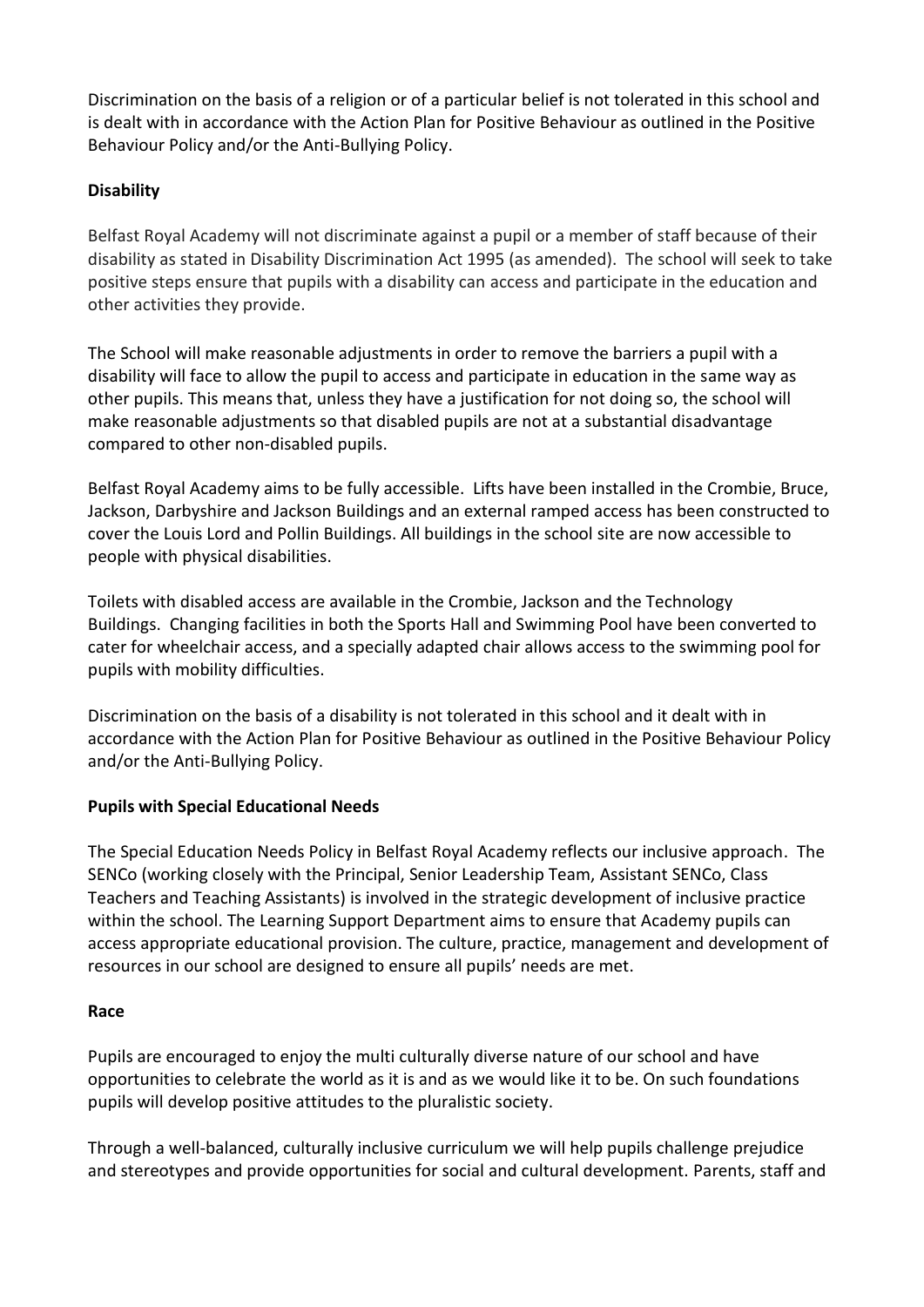Discrimination on the basis of a religion or of a particular belief is not tolerated in this school and is dealt with in accordance with the Action Plan for Positive Behaviour as outlined in the Positive Behaviour Policy and/or the Anti-Bullying Policy.

**Disability**

Belfast Royal Academy will not discriminate against a pupil or a member of staff because of their disability as stated in Disability Discrimination Act 1995 (as amended). The school will seek to take positive steps ensure that pupils with a disability can access and participate in the education and other activities they provide.

The School will make reasonable adjustments in order to remove the barriers a pupil with a disability will face to allow the pupil to access and participate in education in the same way as other pupils. This means that, unless they have a justification for not doing so, the school will make reasonable adjustments so that disabled pupils are not at a substantial disadvantage compared to other non-disabled pupils.

Belfast Royal Academy aims to be fully accessible. Lifts have been installed in the Crombie, Bruce, Jackson, Darbyshire and Jackson Buildings and an external ramped access has been constructed to cover the Louis Lord and Pollin Buildings. All buildings in the school site are now accessible to people with physical disabilities.

Toilets with disabled access are available in the Crombie, Jackson and the Technology Buildings. Changing facilities in both the Sports Hall and Swimming Pool have been converted to cater for wheelchair access, and a specially adapted chair allows access to the swimming pool for pupils with mobility difficulties.

Discrimination on the basis of a disability is not tolerated in this school and it dealt with in accordance with the Action Plan for Positive Behaviour as outlined in the Positive Behaviour Policy and/or the Anti-Bullying Policy.

**Pupils with Special Educational Needs**

The Special Education Needs Policy in Belfast Royal Academy reflects our inclusive approach. The SENCo (working closely with the Principal, Senior Leadership Team, Assistant SENCo, Class Teachers and Teaching Assistants) is involved in the strategic development of inclusive practice within the school. The Learning Support Department aims to ensure that Academy pupils can access appropriate educational provision. The culture, practice, management and development of resources in our school are designed to ensure all pupils' needs are met.

**Race**

Pupils are encouraged to enjoy the multi culturally diverse nature of our school and have opportunities to celebrate the world as it is and as we would like it to be. On such foundations pupils will develop positive attitudes to the pluralistic society.

Through a well-balanced, culturally inclusive curriculum we will help pupils challenge prejudice and stereotypes and provide opportunities for social and cultural development. Parents, staff and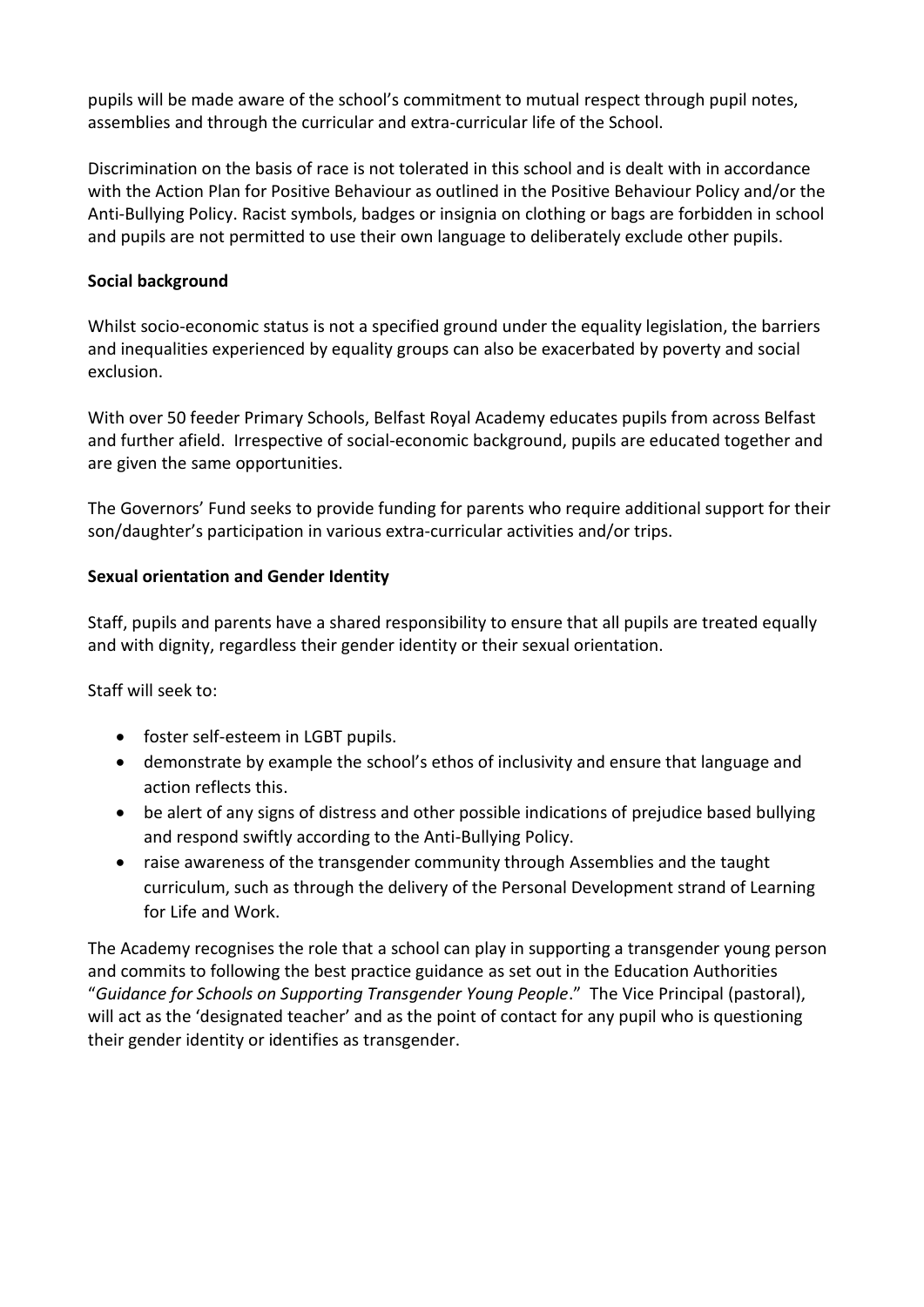pupils will be made aware of the school's commitment to mutual respect through pupil notes, assemblies and through the curricular and extra-curricular life of the School.

Discrimination on the basis of race is not tolerated in this school and is dealt with in accordance with the Action Plan for Positive Behaviour as outlined in the Positive Behaviour Policy and/or the Anti-Bullying Policy. Racist symbols, badges or insignia on clothing or bags are forbidden in school and pupils are not permitted to use their own language to deliberately exclude other pupils.

**Social background**

Whilst socio-economic status is not a specified ground under the equality legislation, the barriers and inequalities experienced by equality groups can also be exacerbated by poverty and social exclusion.

With over 50 feeder Primary Schools, Belfast Royal Academy educates pupils from across Belfast and further afield. Irrespective of social-economic background, pupils are educated together and are given the same opportunities.

The Governors' Fund seeks to provide funding for parents who require additional support for their son/daughter's participation in various extra-curricular activities and/or trips.

**Sexual orientation and Gender Identity**

Staff, pupils and parents have a shared responsibility to ensure that all pupils are treated equally and with dignity, regardless their gender identity or their sexual orientation.

Staff will seek to:

- foster self-esteem in LGBT pupils.
- demonstrate by example the school's ethos of inclusivity and ensure that language and action reflects this.
- be alert of any signs of distress and other possible indications of prejudice based bullying and respond swiftly according to the Anti-Bullying Policy.
- raise awareness of the transgender community through Assemblies and the taught curriculum, such as through the delivery of the Personal Development strand of Learning for Life and Work.

The Academy recognises the role that a school can play in supporting a transgender young person and commits to following the best practice guidance as set out in the Education Authorities "*Guidance for Schools on Supporting Transgender Young People*." The Vice Principal (pastoral), will act as the 'designated teacher' and as the point of contact for any pupil who is questioning their gender identity or identifies as transgender.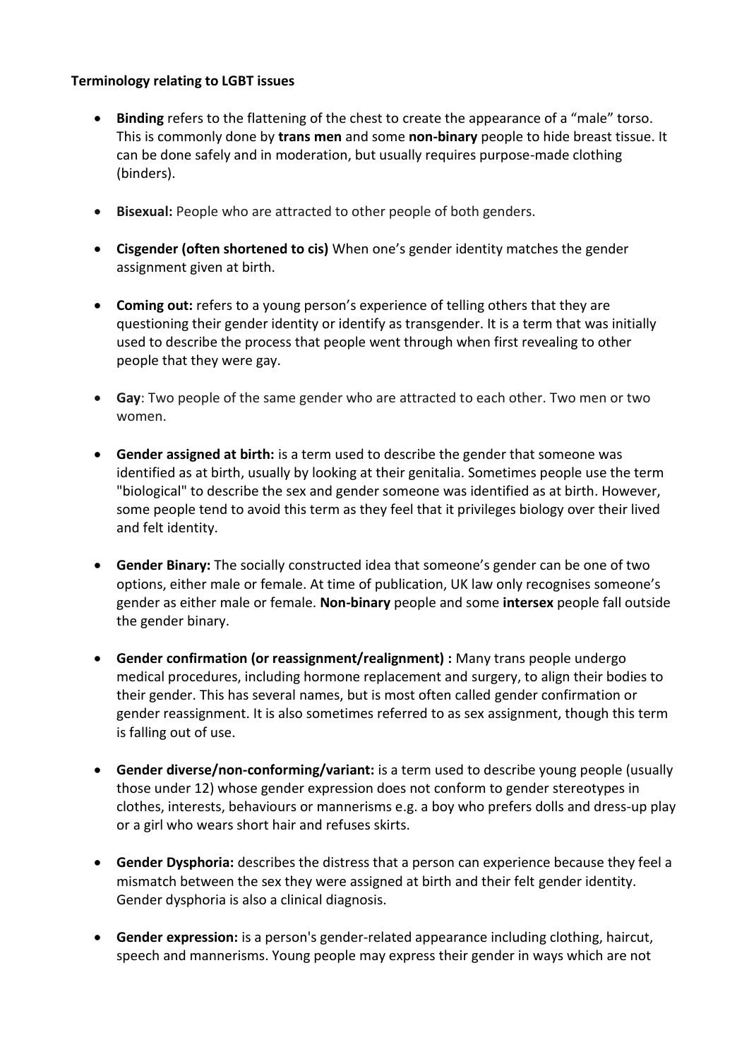**Terminology relating to LGBT issues**

- **Binding** refers to the flattening of the chest to create the appearance of a "male" torso. This is commonly done by **trans men** and some **non-binary** people to hide breast tissue. It can be done safely and in moderation, but usually requires purpose-made clothing (binders).

- **Bisexual:** People who are attracted to other people of both genders.

- **Cisgender (often shortened to cis)** When one's gender identity matches the gender assignment given at birth.

- **Coming out:** refers to a young person's experience of telling others that they are questioning their gender identity or identify as transgender. It is a term that was initially used to describe the process that people went through when first revealing to other people that they were gay.

- **Gay**: Two people of the same gender who are attracted to each other. Two men or two women.

- **Gender assigned at birth:** is a term used to describe the gender that someone was identified as at birth, usually by looking at their genitalia. Sometimes people use the term "biological" to describe the sex and gender someone was identified as at birth. However, some people tend to avoid this term as they feel that it privileges biology over their lived and felt identity.

- **Gender Binary:** The socially constructed idea that someone's gender can be one of two options, either male or female. At time of publication, UK law only recognises someone's gender as either male or female. **Non-binary** people and some **intersex** people fall outside the gender binary.

- **Gender confirmation (or reassignment/realignment) :** Many trans people undergo medical procedures, including hormone replacement and surgery, to align their bodies to their gender. This has several names, but is most often called gender confirmation or gender reassignment. It is also sometimes referred to as sex assignment, though this term is falling out of use.

- **Gender diverse/non-conforming/variant:** is a term used to describe young people (usually those under 12) whose gender expression does not conform to gender stereotypes in clothes, interests, behaviours or mannerisms e.g. a boy who prefers dolls and dress-up play or a girl who wears short hair and refuses skirts.

- **Gender Dysphoria:** describes the distress that a person can experience because they feel a mismatch between the sex they were assigned at birth and their felt gender identity. Gender dysphoria is also a clinical diagnosis.

- **Gender expression:** is a person's gender-related appearance including clothing, haircut, speech and mannerisms. Young people may express their gender in ways which are not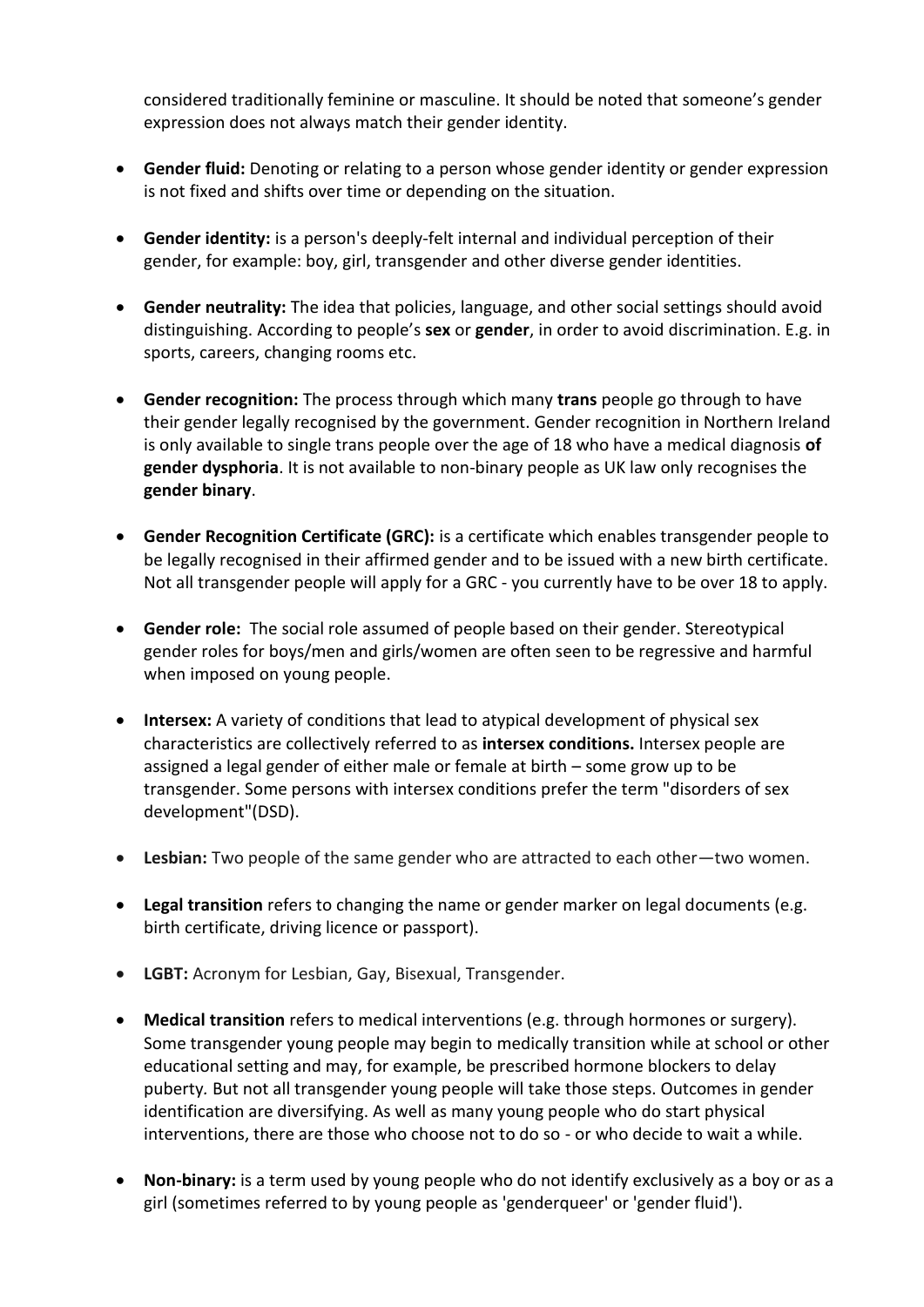considered traditionally feminine or masculine. It should be noted that someone's gender expression does not always match their gender identity.

- **Gender fluid:** Denoting or relating to a person whose gender identity or gender expression is not fixed and shifts over time or depending on the situation.

- **Gender identity:** is a person's deeply-felt internal and individual perception of their gender, for example: boy, girl, transgender and other diverse gender identities.

- **Gender neutrality:** The idea that policies, language, and other social settings should avoid distinguishing. According to people's **sex** or **gender**, in order to avoid discrimination. E.g. in sports, careers, changing rooms etc.

- **Gender recognition:** The process through which many **trans** people go through to have their gender legally recognised by the government. Gender recognition in Northern Ireland is only available to single trans people over the age of 18 who have a medical diagnosis **of gender dysphoria**. It is not available to non-binary people as UK law only recognises the **gender binary**.

- **Gender Recognition Certificate (GRC):** is a certificate which enables transgender people to be legally recognised in their affirmed gender and to be issued with a new birth certificate. Not all transgender people will apply for a GRC - you currently have to be over 18 to apply.

- **Gender role:** The social role assumed of people based on their gender. Stereotypical gender roles for boys/men and girls/women are often seen to be regressive and harmful when imposed on young people.

- **Intersex:** A variety of conditions that lead to atypical development of physical sex characteristics are collectively referred to as **intersex conditions.** Intersex people are assigned a legal gender of either male or female at birth – some grow up to be transgender. Some persons with intersex conditions prefer the term "disorders of sex development"(DSD).

- **Lesbian:** Two people of the same gender who are attracted to each other—two women.

- **Legal transition** refers to changing the name or gender marker on legal documents (e.g. birth certificate, driving licence or passport).

- **LGBT:** Acronym for Lesbian, Gay, Bisexual, Transgender.

- **Medical transition** refers to medical interventions (e.g. through hormones or surgery). Some transgender young people may begin to medically transition while at school or other educational setting and may, for example, be prescribed hormone blockers to delay puberty. But not all transgender young people will take those steps. Outcomes in gender identification are diversifying. As well as many young people who do start physical interventions, there are those who choose not to do so - or who decide to wait a while.

- **Non-binary:** is a term used by young people who do not identify exclusively as a boy or as a girl (sometimes referred to by young people as 'genderqueer' or 'gender fluid').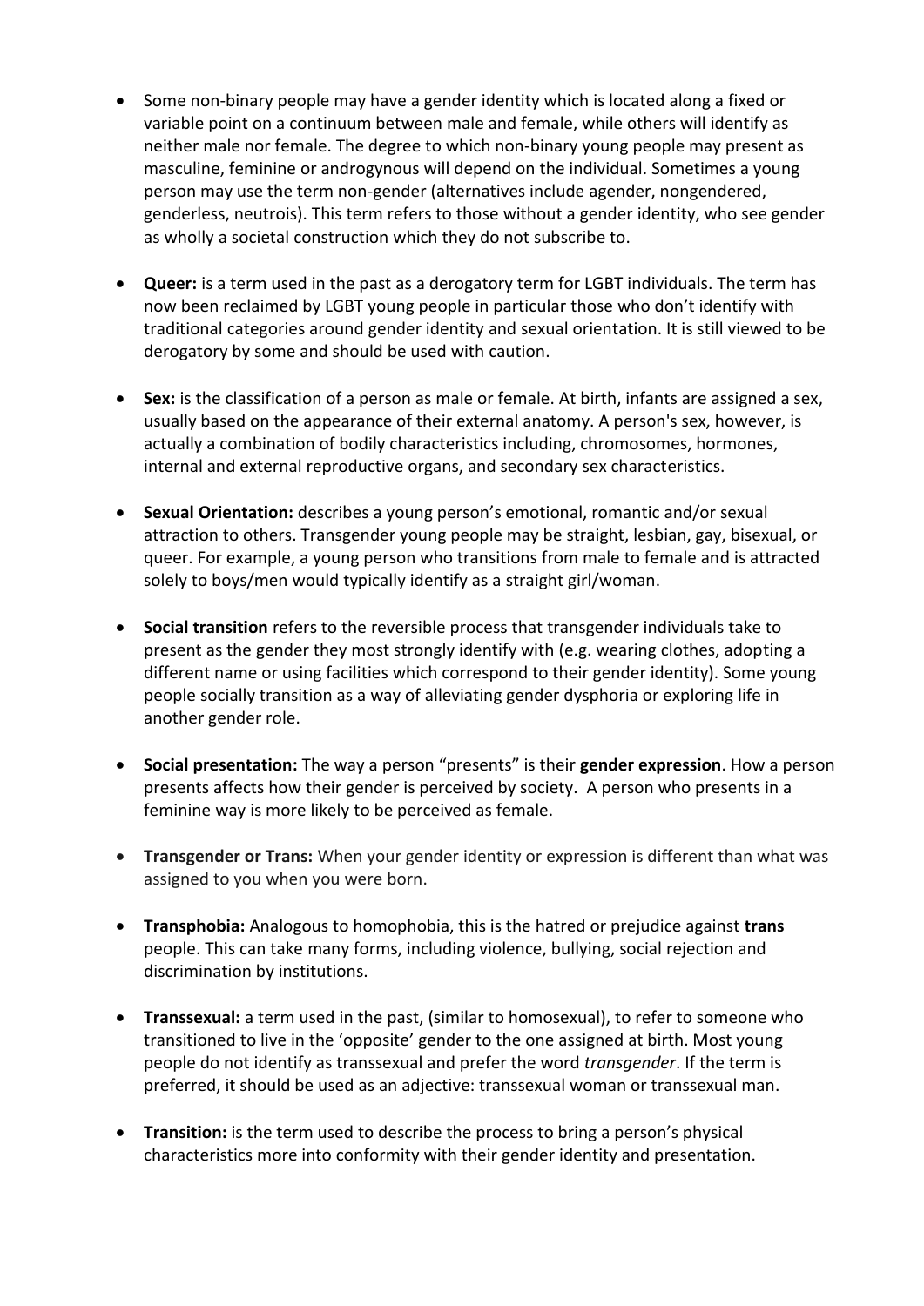- Some non-binary people may have a gender identity which is located along a fixed or variable point on a continuum between male and female, while others will identify as neither male nor female. The degree to which non-binary young people may present as masculine, feminine or androgynous will depend on the individual. Sometimes a young person may use the term non-gender (alternatives include agender, nongendered, genderless, neutrois). This term refers to those without a gender identity, who see gender as wholly a societal construction which they do not subscribe to.

- **Queer:** is a term used in the past as a derogatory term for LGBT individuals. The term has now been reclaimed by LGBT young people in particular those who don't identify with traditional categories around gender identity and sexual orientation. It is still viewed to be derogatory by some and should be used with caution.

- **Sex:** is the classification of a person as male or female. At birth, infants are assigned a sex, usually based on the appearance of their external anatomy. A person's sex, however, is actually a combination of bodily characteristics including, chromosomes, hormones, internal and external reproductive organs, and secondary sex characteristics.

- **Sexual Orientation:** describes a young person's emotional, romantic and/or sexual attraction to others. Transgender young people may be straight, lesbian, gay, bisexual, or queer. For example, a young person who transitions from male to female and is attracted solely to boys/men would typically identify as a straight girl/woman.

- **Social transition** refers to the reversible process that transgender individuals take to present as the gender they most strongly identify with (e.g. wearing clothes, adopting a different name or using facilities which correspond to their gender identity). Some young people socially transition as a way of alleviating gender dysphoria or exploring life in another gender role.

- **Social presentation:** The way a person "presents" is their **gender expression**. How a person presents affects how their gender is perceived by society. A person who presents in a feminine way is more likely to be perceived as female.

- **Transgender or Trans:** When your gender identity or expression is different than what was assigned to you when you were born.

- **Transphobia:** Analogous to homophobia, this is the hatred or prejudice against **trans** people. This can take many forms, including violence, bullying, social rejection and discrimination by institutions.

- **Transsexual:** a term used in the past, (similar to homosexual), to refer to someone who transitioned to live in the 'opposite' gender to the one assigned at birth. Most young people do not identify as transsexual and prefer the word *transgender*. If the term is preferred, it should be used as an adjective: transsexual woman or transsexual man.

- **Transition:** is the term used to describe the process to bring a person's physical characteristics more into conformity with their gender identity and presentation.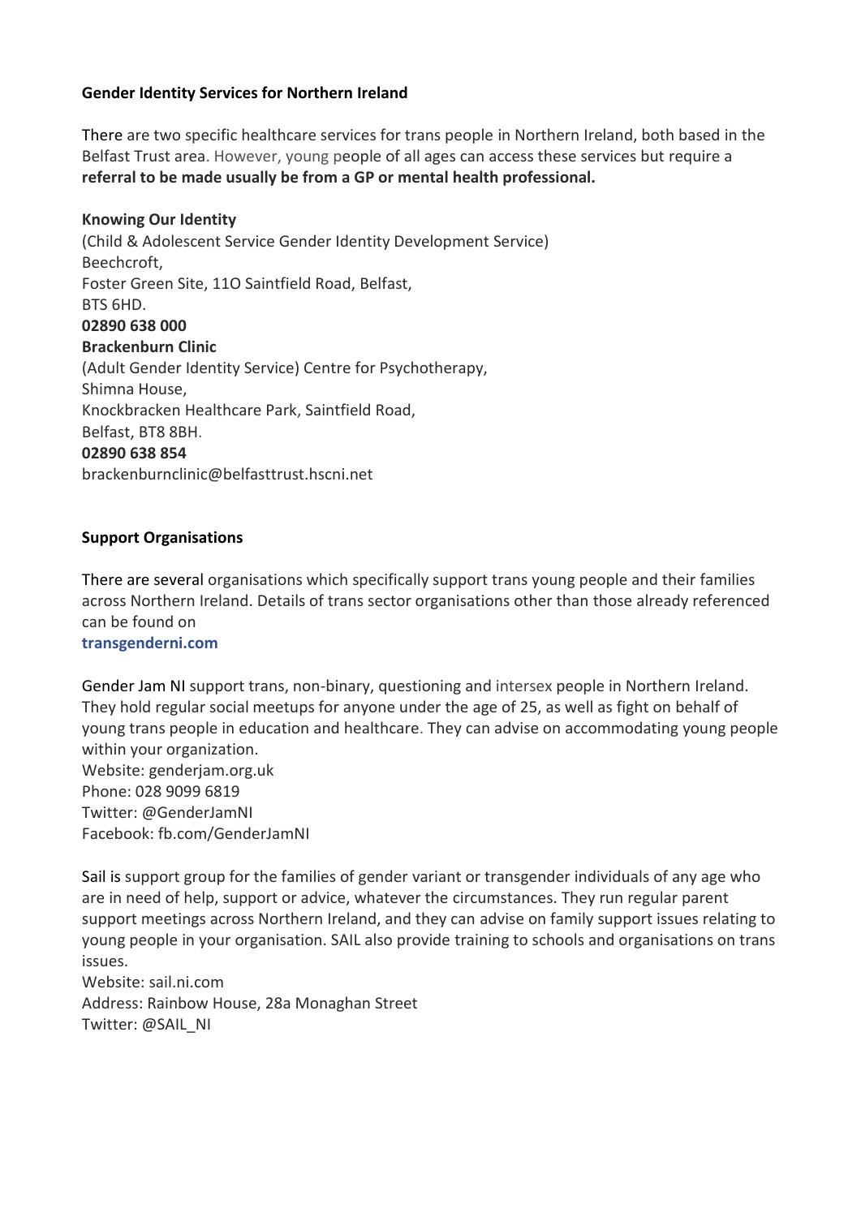**Gender Identity Services for Northern Ireland**

There are two specific healthcare services for trans people in Northern Ireland, both based in the Belfast Trust area. However, young people of all ages can access these services but require a **referral to be made usually be from a GP or mental health professional.**

**Knowing Our Identity**
(Child & Adolescent Service Gender Identity Development Service)
Beechcroft,
Foster Green Site, 11O Saintfield Road, Belfast,
BTS 6HD.
**02890 638 000**
**Brackenburn Clinic**
(Adult Gender Identity Service) Centre for Psychotherapy,
Shimna House,
Knockbracken Healthcare Park, Saintfield Road,
Belfast, BT8 8BH.
**02890 638 854**
brackenburnclinic@belfasttrust.hscni.net

**Support Organisations**

There are several organisations which specifically support trans young people and their families across Northern Ireland. Details of trans sector organisations other than those already referenced can be found on
**transgenderni.com**

Gender Jam NI support trans, non-binary, questioning and intersex people in Northern Ireland. They hold regular social meetups for anyone under the age of 25, as well as fight on behalf of young trans people in education and healthcare. They can advise on accommodating young people within your organization.
Website: genderjam.org.uk
Phone: 028 9099 6819
Twitter: @GenderJamNI
Facebook: fb.com/GenderJamNI

Sail is support group for the families of gender variant or transgender individuals of any age who are in need of help, support or advice, whatever the circumstances. They run regular parent support meetings across Northern Ireland, and they can advise on family support issues relating to young people in your organisation. SAIL also provide training to schools and organisations on trans issues.
Website: sail.ni.com
Address: Rainbow House, 28a Monaghan Street
Twitter: @SAIL_NI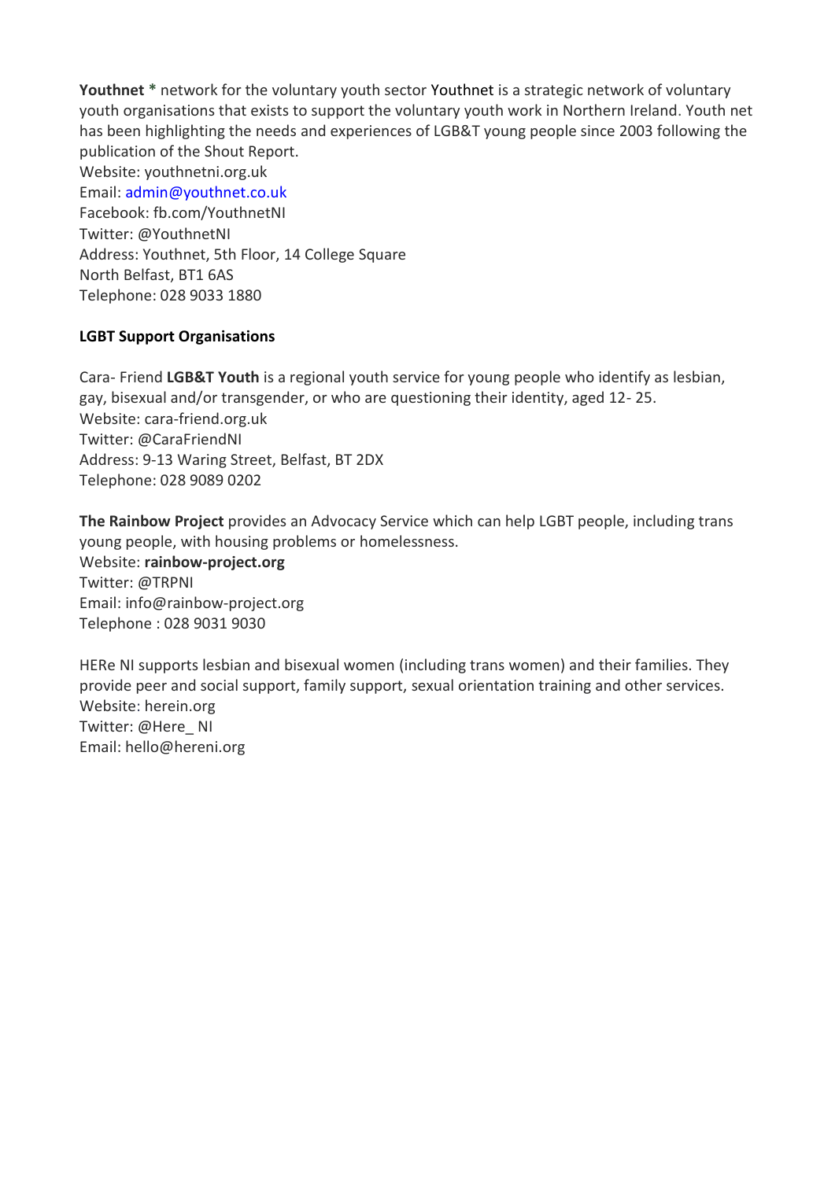**Youthnet** * network for the voluntary youth sector Youthnet is a strategic network of voluntary youth organisations that exists to support the voluntary youth work in Northern Ireland. Youth net has been highlighting the needs and experiences of LGB&T young people since 2003 following the publication of the Shout Report.
Website: youthnetni.org.uk
Email: admin@youthnet.co.uk
Facebook: fb.com/YouthnetNI
Twitter: @YouthnetNI
Address: Youthnet, 5th Floor, 14 College Square
North Belfast, BT1 6AS
Telephone: 028 9033 1880

**LGBT Support Organisations**

Cara- Friend **LGB&T Youth** is a regional youth service for young people who identify as lesbian, gay, bisexual and/or transgender, or who are questioning their identity, aged 12- 25.
Website: cara-friend.org.uk
Twitter: @CaraFriendNI
Address: 9-13 Waring Street, Belfast, BT 2DX
Telephone: 028 9089 0202

**The Rainbow Project** provides an Advocacy Service which can help LGBT people, including trans young people, with housing problems or homelessness.
Website: **rainbow-project.org**
Twitter: @TRPNI
Email: info@rainbow-project.org
Telephone : 028 9031 9030

HERe NI supports lesbian and bisexual women (including trans women) and their families. They provide peer and social support, family support, sexual orientation training and other services.
Website: herein.org
Twitter: @Here_ NI
Email: hello@hereni.org